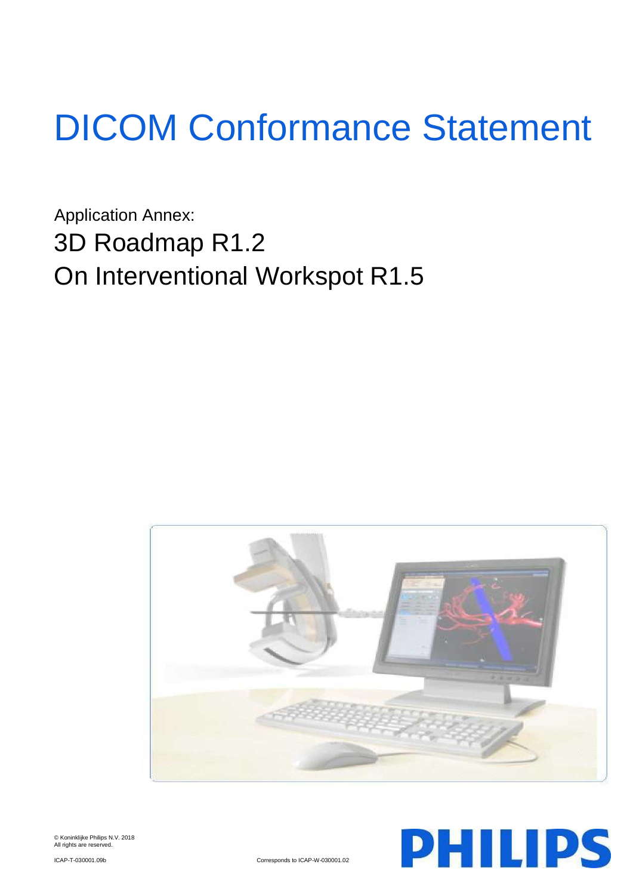# DICOM Conformance Statement

Application Annex:

## 3D Roadmap R1.2

## On Interventional Workspot R1.5

© Koninklijke Philips N.V. 2018
All rights reserved.

ICAP-T-030001.09b

Corresponds to ICAP-W-030001.02

PHILIPS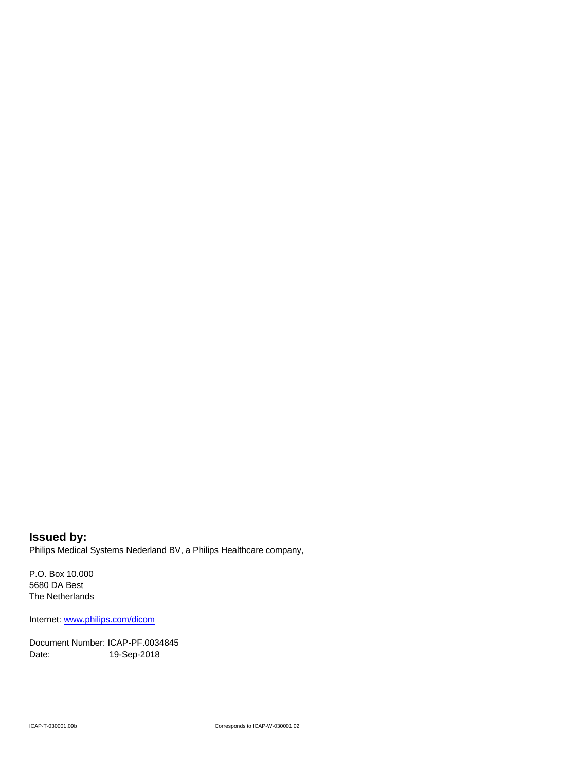**Issued by:**

Philips Medical Systems Nederland BV, a Philips Healthcare company,

P.O. Box 10.000
5680 DA Best
The Netherlands

Internet: [www.philips.com/dicom](http://www.philips.com/dicom)

Document Number: ICAP-PF.0034845
Date: 19-Sep-2018

ICAP-T-030001.09b Corresponds to ICAP-W-030001.02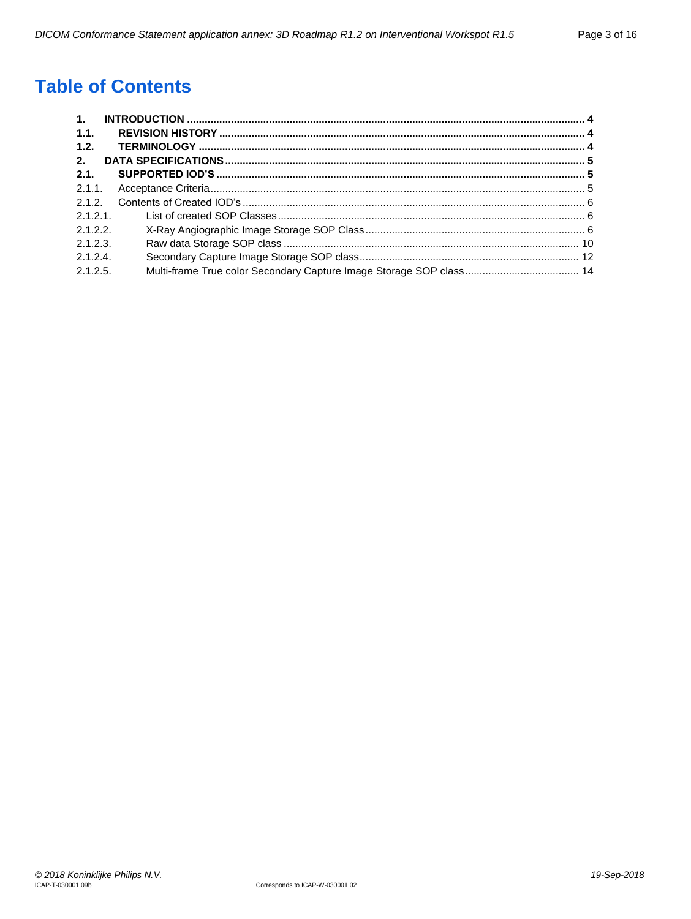# Table of Contents

**1. INTRODUCTION** ..... **4**
**1.1. REVISION HISTORY** ..... **4**
**1.2. TERMINOLOGY** ..... **4**
**2. DATA SPECIFICATIONS** ..... **5**
**2.1. SUPPORTED IOD'S** ..... **5**
2.1.1. Acceptance Criteria ..... 5
2.1.2. Contents of Created IOD's ..... 6
2.1.2.1. List of created SOP Classes ..... 6
2.1.2.2. X-Ray Angiographic Image Storage SOP Class ..... 6
2.1.2.3. Raw data Storage SOP class ..... 10
2.1.2.4. Secondary Capture Image Storage SOP class ..... 12
2.1.2.5. Multi-frame True color Secondary Capture Image Storage SOP class ..... 14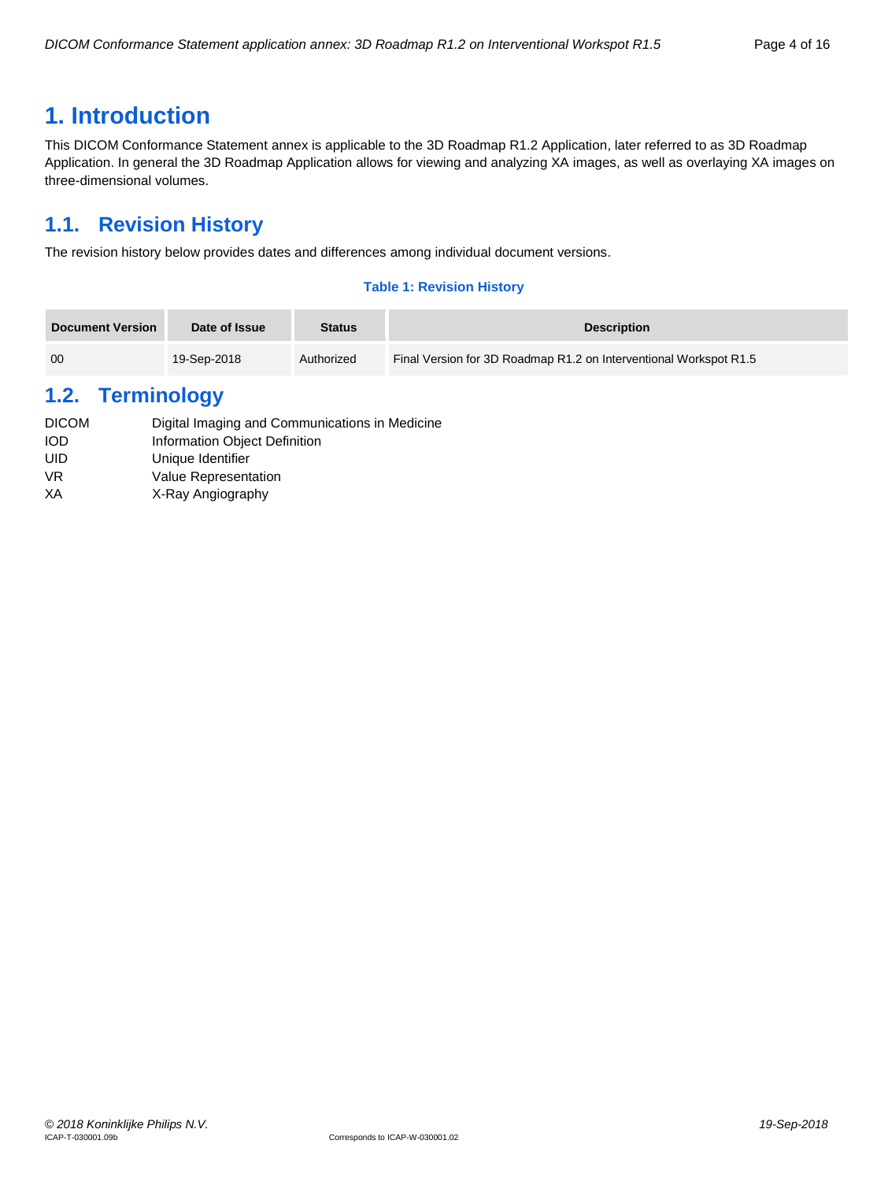# 1. Introduction

This DICOM Conformance Statement annex is applicable to the 3D Roadmap R1.2 Application, later referred to as 3D Roadmap Application. In general the 3D Roadmap Application allows for viewing and analyzing XA images, as well as overlaying XA images on three-dimensional volumes.

## 1.1. Revision History

The revision history below provides dates and differences among individual document versions.

**Table 1: Revision History**

| Document Version | Date of Issue | Status | Description |
|---|---|---|---|
| 00 | 19-Sep-2018 | Authorized | Final Version for 3D Roadmap R1.2 on Interventional Workspot R1.5 |

## 1.2. Terminology

| | |
|---|---|
| DICOM | Digital Imaging and Communications in Medicine |
| IOD | Information Object Definition |
| UID | Unique Identifier |
| VR | Value Representation |
| XA | X-Ray Angiography |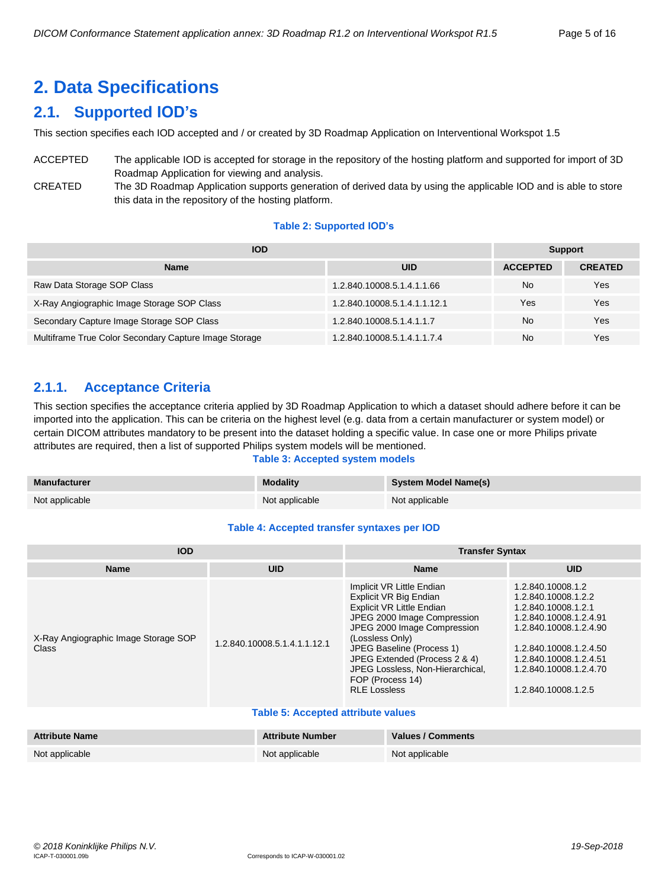# 2. Data Specifications

## 2.1. Supported IOD's

This section specifies each IOD accepted and / or created by 3D Roadmap Application on Interventional Workspot 1.5

ACCEPTED The applicable IOD is accepted for storage in the repository of the hosting platform and supported for import of 3D Roadmap Application for viewing and analysis.

CREATED The 3D Roadmap Application supports generation of derived data by using the applicable IOD and is able to store this data in the repository of the hosting platform.

**Table 2: Supported IOD's**

| IOD | | Support | |
|---|---|---|---|
| **Name** | **UID** | **ACCEPTED** | **CREATED** |
| Raw Data Storage SOP Class | 1.2.840.10008.5.1.4.1.1.66 | No | Yes |
| X-Ray Angiographic Image Storage SOP Class | 1.2.840.10008.5.1.4.1.1.12.1 | Yes | Yes |
| Secondary Capture Image Storage SOP Class | 1.2.840.10008.5.1.4.1.1.7 | No | Yes |
| Multiframe True Color Secondary Capture Image Storage | 1.2.840.10008.5.1.4.1.1.7.4 | No | Yes |

### 2.1.1. Acceptance Criteria

This section specifies the acceptance criteria applied by 3D Roadmap Application to which a dataset should adhere before it can be imported into the application. This can be criteria on the highest level (e.g. data from a certain manufacturer or system model) or certain DICOM attributes mandatory to be present into the dataset holding a specific value. In case one or more Philips private attributes are required, then a list of supported Philips system models will be mentioned.

**Table 3: Accepted system models**

| Manufacturer | Modality | System Model Name(s) |
|---|---|---|
| Not applicable | Not applicable | Not applicable |

**Table 4: Accepted transfer syntaxes per IOD**

| IOD | | Transfer Syntax | |
|---|---|---|---|
| **Name** | **UID** | **Name** | **UID** |
| X-Ray Angiographic Image Storage SOP Class | 1.2.840.10008.5.1.4.1.1.12.1 | Implicit VR Little Endian<br>Explicit VR Big Endian<br>Explicit VR Little Endian<br>JPEG 2000 Image Compression<br>JPEG 2000 Image Compression (Lossless Only)<br>JPEG Baseline (Process 1)<br>JPEG Extended (Process 2 & 4)<br>JPEG Lossless, Non-Hierarchical, FOP (Process 14)<br>RLE Lossless | 1.2.840.10008.1.2<br>1.2.840.10008.1.2.2<br>1.2.840.10008.1.2.1<br>1.2.840.10008.1.2.4.91<br>1.2.840.10008.1.2.4.90<br>1.2.840.10008.1.2.4.50<br>1.2.840.10008.1.2.4.51<br>1.2.840.10008.1.2.4.70<br>1.2.840.10008.1.2.5 |

**Table 5: Accepted attribute values**

| Attribute Name | Attribute Number | Values / Comments |
|---|---|---|
| Not applicable | Not applicable | Not applicable |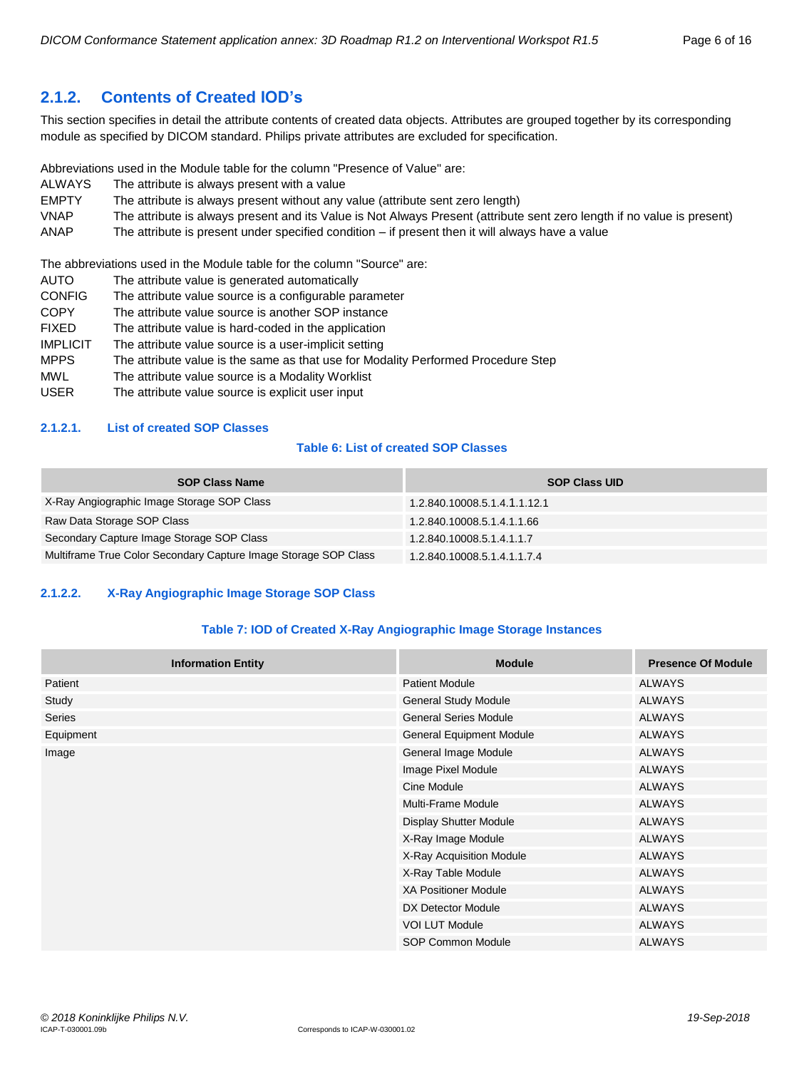### 2.1.2. Contents of Created IOD's

This section specifies in detail the attribute contents of created data objects. Attributes are grouped together by its corresponding module as specified by DICOM standard. Philips private attributes are excluded for specification.

Abbreviations used in the Module table for the column "Presence of Value" are:

- ALWAYS The attribute is always present with a value
- EMPTY The attribute is always present without any value (attribute sent zero length)
- VNAP The attribute is always present and its Value is Not Always Present (attribute sent zero length if no value is present)
- ANAP The attribute is present under specified condition – if present then it will always have a value

The abbreviations used in the Module table for the column "Source" are:

- AUTO The attribute value is generated automatically
- CONFIG The attribute value source is a configurable parameter
- COPY The attribute value source is another SOP instance
- FIXED The attribute value is hard-coded in the application
- IMPLICIT The attribute value source is a user-implicit setting
- MPPS The attribute value is the same as that use for Modality Performed Procedure Step
- MWL The attribute value source is a Modality Worklist
- USER The attribute value source is explicit user input

#### 2.1.2.1. List of created SOP Classes

**Table 6: List of created SOP Classes**

| SOP Class Name | SOP Class UID |
|---|---|
| X-Ray Angiographic Image Storage SOP Class | 1.2.840.10008.5.1.4.1.1.12.1 |
| Raw Data Storage SOP Class | 1.2.840.10008.5.1.4.1.1.66 |
| Secondary Capture Image Storage SOP Class | 1.2.840.10008.5.1.4.1.1.7 |
| Multiframe True Color Secondary Capture Image Storage SOP Class | 1.2.840.10008.5.1.4.1.1.7.4 |

#### 2.1.2.2. X-Ray Angiographic Image Storage SOP Class

**Table 7: IOD of Created X-Ray Angiographic Image Storage Instances**

| Information Entity | Module | Presence Of Module |
|---|---|---|
| Patient | Patient Module | ALWAYS |
| Study | General Study Module | ALWAYS |
| Series | General Series Module | ALWAYS |
| Equipment | General Equipment Module | ALWAYS |
| Image | General Image Module | ALWAYS |
| | Image Pixel Module | ALWAYS |
| | Cine Module | ALWAYS |
| | Multi-Frame Module | ALWAYS |
| | Display Shutter Module | ALWAYS |
| | X-Ray Image Module | ALWAYS |
| | X-Ray Acquisition Module | ALWAYS |
| | X-Ray Table Module | ALWAYS |
| | XA Positioner Module | ALWAYS |
| | DX Detector Module | ALWAYS |
| | VOI LUT Module | ALWAYS |
| | SOP Common Module | ALWAYS |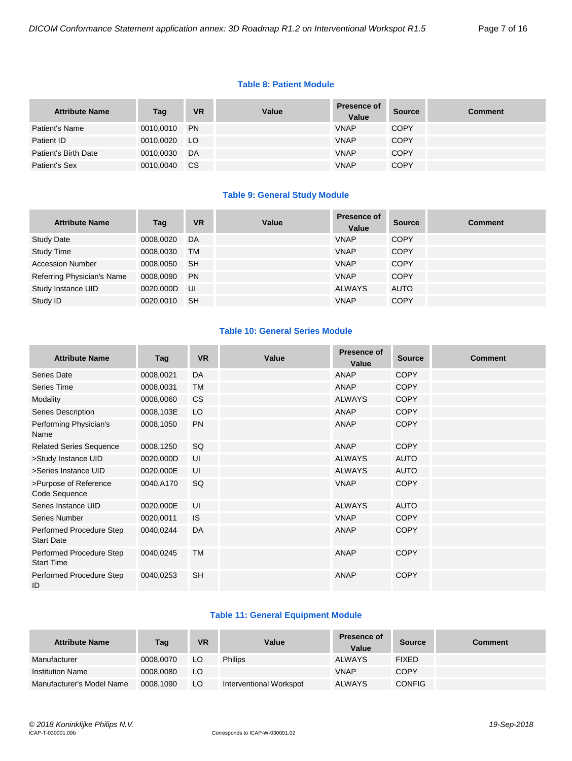**Table 8: Patient Module**

| Attribute Name | Tag | VR | Value | Presence of Value | Source | Comment |
|---|---|---|---|---|---|---|
| Patient's Name | 0010,0010 | PN | | VNAP | COPY | |
| Patient ID | 0010,0020 | LO | | VNAP | COPY | |
| Patient's Birth Date | 0010,0030 | DA | | VNAP | COPY | |
| Patient's Sex | 0010,0040 | CS | | VNAP | COPY | |

**Table 9: General Study Module**

| Attribute Name | Tag | VR | Value | Presence of Value | Source | Comment |
|---|---|---|---|---|---|---|
| Study Date | 0008,0020 | DA | | VNAP | COPY | |
| Study Time | 0008,0030 | TM | | VNAP | COPY | |
| Accession Number | 0008,0050 | SH | | VNAP | COPY | |
| Referring Physician's Name | 0008,0090 | PN | | VNAP | COPY | |
| Study Instance UID | 0020,000D | UI | | ALWAYS | AUTO | |
| Study ID | 0020,0010 | SH | | VNAP | COPY | |

**Table 10: General Series Module**

| Attribute Name | Tag | VR | Value | Presence of Value | Source | Comment |
|---|---|---|---|---|---|---|
| Series Date | 0008,0021 | DA | | ANAP | COPY | |
| Series Time | 0008,0031 | TM | | ANAP | COPY | |
| Modality | 0008,0060 | CS | | ALWAYS | COPY | |
| Series Description | 0008,103E | LO | | ANAP | COPY | |
| Performing Physician's Name | 0008,1050 | PN | | ANAP | COPY | |
| Related Series Sequence | 0008,1250 | SQ | | ANAP | COPY | |
| >Study Instance UID | 0020,000D | UI | | ALWAYS | AUTO | |
| >Series Instance UID | 0020,000E | UI | | ALWAYS | AUTO | |
| >Purpose of Reference Code Sequence | 0040,A170 | SQ | | VNAP | COPY | |
| Series Instance UID | 0020,000E | UI | | ALWAYS | AUTO | |
| Series Number | 0020,0011 | IS | | VNAP | COPY | |
| Performed Procedure Step Start Date | 0040,0244 | DA | | ANAP | COPY | |
| Performed Procedure Step Start Time | 0040,0245 | TM | | ANAP | COPY | |
| Performed Procedure Step ID | 0040,0253 | SH | | ANAP | COPY | |

**Table 11: General Equipment Module**

| Attribute Name | Tag | VR | Value | Presence of Value | Source | Comment |
|---|---|---|---|---|---|---|
| Manufacturer | 0008,0070 | LO | Philips | ALWAYS | FIXED | |
| Institution Name | 0008,0080 | LO | | VNAP | COPY | |
| Manufacturer's Model Name | 0008,1090 | LO | Interventional Workspot | ALWAYS | CONFIG | |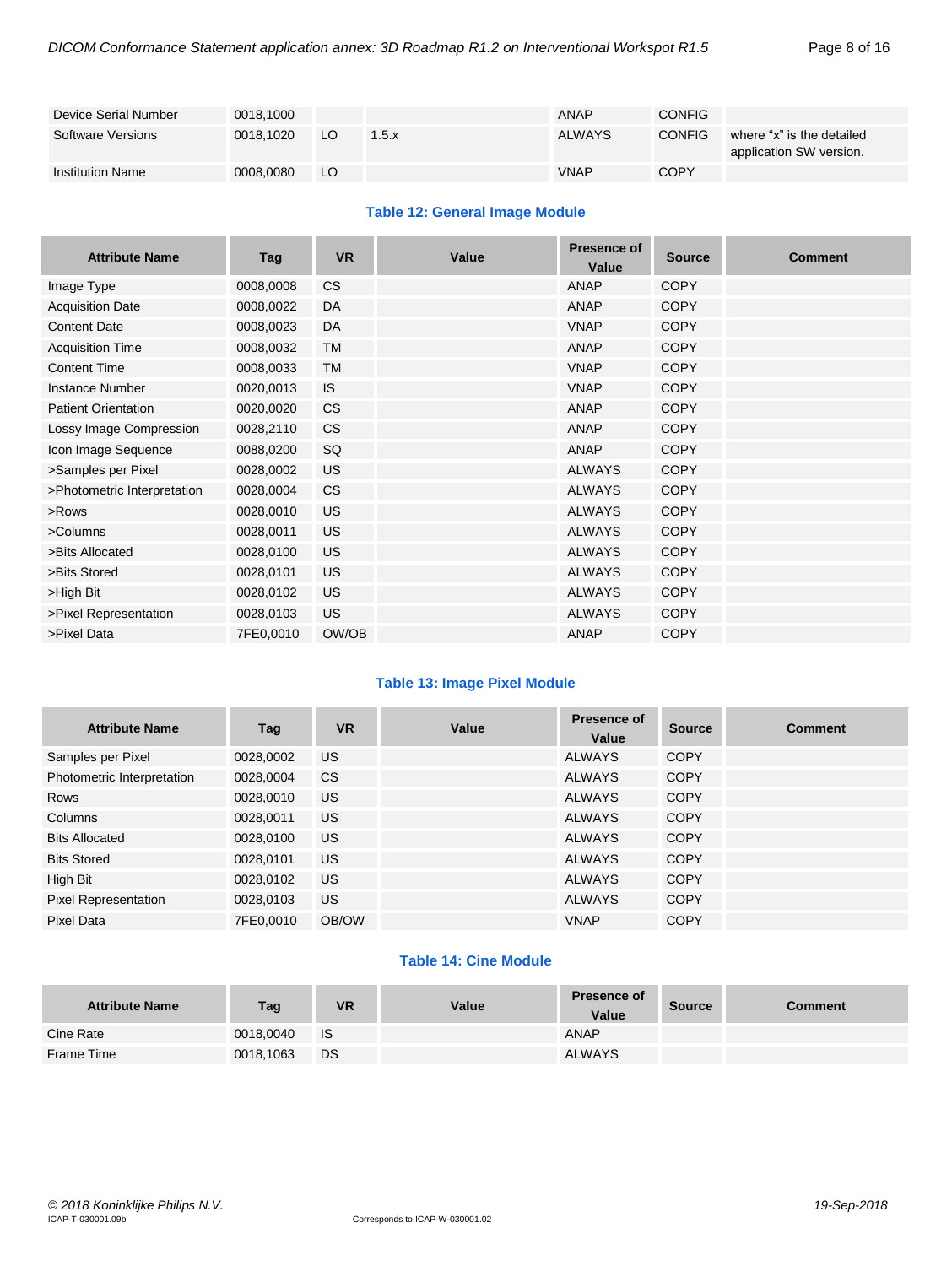| | | | | | | |
|---|---|---|---|---|---|---|
| Device Serial Number | 0018,1000 | | | ANAP | CONFIG | |
| Software Versions | 0018,1020 | LO | 1.5.x | ALWAYS | CONFIG | where “x” is the detailed application SW version. |
| Institution Name | 0008,0080 | LO | | VNAP | COPY | |

**Table 12: General Image Module**

| Attribute Name | Tag | VR | Value | Presence of Value | Source | Comment |
|---|---|---|---|---|---|---|
| Image Type | 0008,0008 | CS | | ANAP | COPY | |
| Acquisition Date | 0008,0022 | DA | | ANAP | COPY | |
| Content Date | 0008,0023 | DA | | VNAP | COPY | |
| Acquisition Time | 0008,0032 | TM | | ANAP | COPY | |
| Content Time | 0008,0033 | TM | | VNAP | COPY | |
| Instance Number | 0020,0013 | IS | | VNAP | COPY | |
| Patient Orientation | 0020,0020 | CS | | ANAP | COPY | |
| Lossy Image Compression | 0028,2110 | CS | | ANAP | COPY | |
| Icon Image Sequence | 0088,0200 | SQ | | ANAP | COPY | |
| >Samples per Pixel | 0028,0002 | US | | ALWAYS | COPY | |
| >Photometric Interpretation | 0028,0004 | CS | | ALWAYS | COPY | |
| >Rows | 0028,0010 | US | | ALWAYS | COPY | |
| >Columns | 0028,0011 | US | | ALWAYS | COPY | |
| >Bits Allocated | 0028,0100 | US | | ALWAYS | COPY | |
| >Bits Stored | 0028,0101 | US | | ALWAYS | COPY | |
| >High Bit | 0028,0102 | US | | ALWAYS | COPY | |
| >Pixel Representation | 0028,0103 | US | | ALWAYS | COPY | |
| >Pixel Data | 7FE0,0010 | OW/OB | | ANAP | COPY | |

**Table 13: Image Pixel Module**

| Attribute Name | Tag | VR | Value | Presence of Value | Source | Comment |
|---|---|---|---|---|---|---|
| Samples per Pixel | 0028,0002 | US | | ALWAYS | COPY | |
| Photometric Interpretation | 0028,0004 | CS | | ALWAYS | COPY | |
| Rows | 0028,0010 | US | | ALWAYS | COPY | |
| Columns | 0028,0011 | US | | ALWAYS | COPY | |
| Bits Allocated | 0028,0100 | US | | ALWAYS | COPY | |
| Bits Stored | 0028,0101 | US | | ALWAYS | COPY | |
| High Bit | 0028,0102 | US | | ALWAYS | COPY | |
| Pixel Representation | 0028,0103 | US | | ALWAYS | COPY | |
| Pixel Data | 7FE0,0010 | OB/OW | | VNAP | COPY | |

**Table 14: Cine Module**

| Attribute Name | Tag | VR | Value | Presence of Value | Source | Comment |
|---|---|---|---|---|---|---|
| Cine Rate | 0018,0040 | IS | | ANAP | | |
| Frame Time | 0018,1063 | DS | | ALWAYS | | |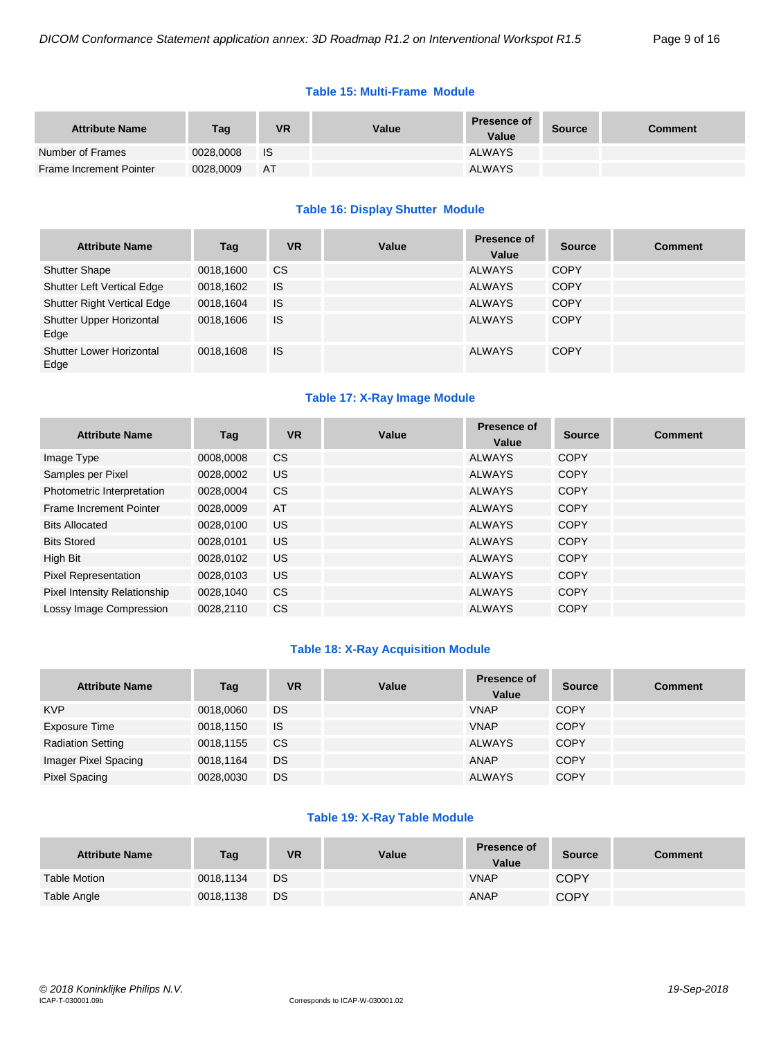**Table 15: Multi-Frame Module**

| Attribute Name | Tag | VR | Value | Presence of Value | Source | Comment |
|---|---|---|---|---|---|---|
| Number of Frames | 0028,0008 | IS | | ALWAYS | | |
| Frame Increment Pointer | 0028,0009 | AT | | ALWAYS | | |

**Table 16: Display Shutter Module**

| Attribute Name | Tag | VR | Value | Presence of Value | Source | Comment |
|---|---|---|---|---|---|---|
| Shutter Shape | 0018,1600 | CS | | ALWAYS | COPY | |
| Shutter Left Vertical Edge | 0018,1602 | IS | | ALWAYS | COPY | |
| Shutter Right Vertical Edge | 0018,1604 | IS | | ALWAYS | COPY | |
| Shutter Upper Horizontal Edge | 0018,1606 | IS | | ALWAYS | COPY | |
| Shutter Lower Horizontal Edge | 0018,1608 | IS | | ALWAYS | COPY | |

**Table 17: X-Ray Image Module**

| Attribute Name | Tag | VR | Value | Presence of Value | Source | Comment |
|---|---|---|---|---|---|---|
| Image Type | 0008,0008 | CS | | ALWAYS | COPY | |
| Samples per Pixel | 0028,0002 | US | | ALWAYS | COPY | |
| Photometric Interpretation | 0028,0004 | CS | | ALWAYS | COPY | |
| Frame Increment Pointer | 0028,0009 | AT | | ALWAYS | COPY | |
| Bits Allocated | 0028,0100 | US | | ALWAYS | COPY | |
| Bits Stored | 0028,0101 | US | | ALWAYS | COPY | |
| High Bit | 0028,0102 | US | | ALWAYS | COPY | |
| Pixel Representation | 0028,0103 | US | | ALWAYS | COPY | |
| Pixel Intensity Relationship | 0028,1040 | CS | | ALWAYS | COPY | |
| Lossy Image Compression | 0028,2110 | CS | | ALWAYS | COPY | |

**Table 18: X-Ray Acquisition Module**

| Attribute Name | Tag | VR | Value | Presence of Value | Source | Comment |
|---|---|---|---|---|---|---|
| KVP | 0018,0060 | DS | | VNAP | COPY | |
| Exposure Time | 0018,1150 | IS | | VNAP | COPY | |
| Radiation Setting | 0018,1155 | CS | | ALWAYS | COPY | |
| Imager Pixel Spacing | 0018,1164 | DS | | ANAP | COPY | |
| Pixel Spacing | 0028,0030 | DS | | ALWAYS | COPY | |

**Table 19: X-Ray Table Module**

| Attribute Name | Tag | VR | Value | Presence of Value | Source | Comment |
|---|---|---|---|---|---|---|
| Table Motion | 0018,1134 | DS | | VNAP | COPY | |
| Table Angle | 0018,1138 | DS | | ANAP | COPY | |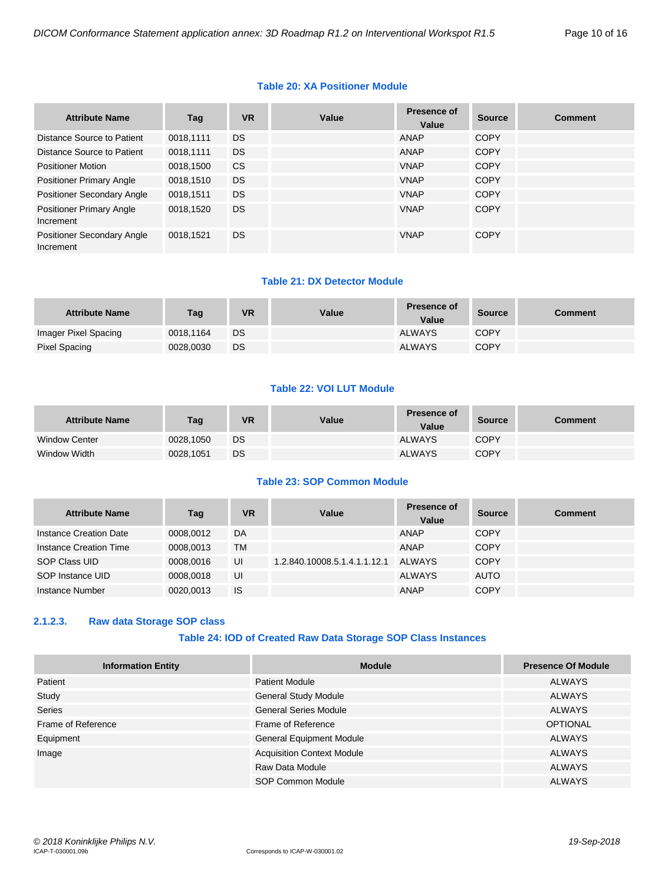**Table 20: XA Positioner Module**

| Attribute Name | Tag | VR | Value | Presence of Value | Source | Comment |
|---|---|---|---|---|---|---|
| Distance Source to Patient | 0018,1111 | DS | | ANAP | COPY | |
| Distance Source to Patient | 0018,1111 | DS | | ANAP | COPY | |
| Positioner Motion | 0018,1500 | CS | | VNAP | COPY | |
| Positioner Primary Angle | 0018,1510 | DS | | VNAP | COPY | |
| Positioner Secondary Angle | 0018,1511 | DS | | VNAP | COPY | |
| Positioner Primary Angle Increment | 0018,1520 | DS | | VNAP | COPY | |
| Positioner Secondary Angle Increment | 0018,1521 | DS | | VNAP | COPY | |

**Table 21: DX Detector Module**

| Attribute Name | Tag | VR | Value | Presence of Value | Source | Comment |
|---|---|---|---|---|---|---|
| Imager Pixel Spacing | 0018,1164 | DS | | ALWAYS | COPY | |
| Pixel Spacing | 0028,0030 | DS | | ALWAYS | COPY | |

**Table 22: VOI LUT Module**

| Attribute Name | Tag | VR | Value | Presence of Value | Source | Comment |
|---|---|---|---|---|---|---|
| Window Center | 0028,1050 | DS | | ALWAYS | COPY | |
| Window Width | 0028,1051 | DS | | ALWAYS | COPY | |

**Table 23: SOP Common Module**

| Attribute Name | Tag | VR | Value | Presence of Value | Source | Comment |
|---|---|---|---|---|---|---|
| Instance Creation Date | 0008,0012 | DA | | ANAP | COPY | |
| Instance Creation Time | 0008,0013 | TM | | ANAP | COPY | |
| SOP Class UID | 0008,0016 | UI | 1.2.840.10008.5.1.4.1.1.12.1 | ALWAYS | COPY | |
| SOP Instance UID | 0008,0018 | UI | | ALWAYS | AUTO | |
| Instance Number | 0020,0013 | IS | | ANAP | COPY | |

### 2.1.2.3. Raw data Storage SOP class

**Table 24: IOD of Created Raw Data Storage SOP Class Instances**

| Information Entity | Module | Presence Of Module |
|---|---|---|
| Patient | Patient Module | ALWAYS |
| Study | General Study Module | ALWAYS |
| Series | General Series Module | ALWAYS |
| Frame of Reference | Frame of Reference | OPTIONAL |
| Equipment | General Equipment Module | ALWAYS |
| Image | Acquisition Context Module | ALWAYS |
| | Raw Data Module | ALWAYS |
| | SOP Common Module | ALWAYS |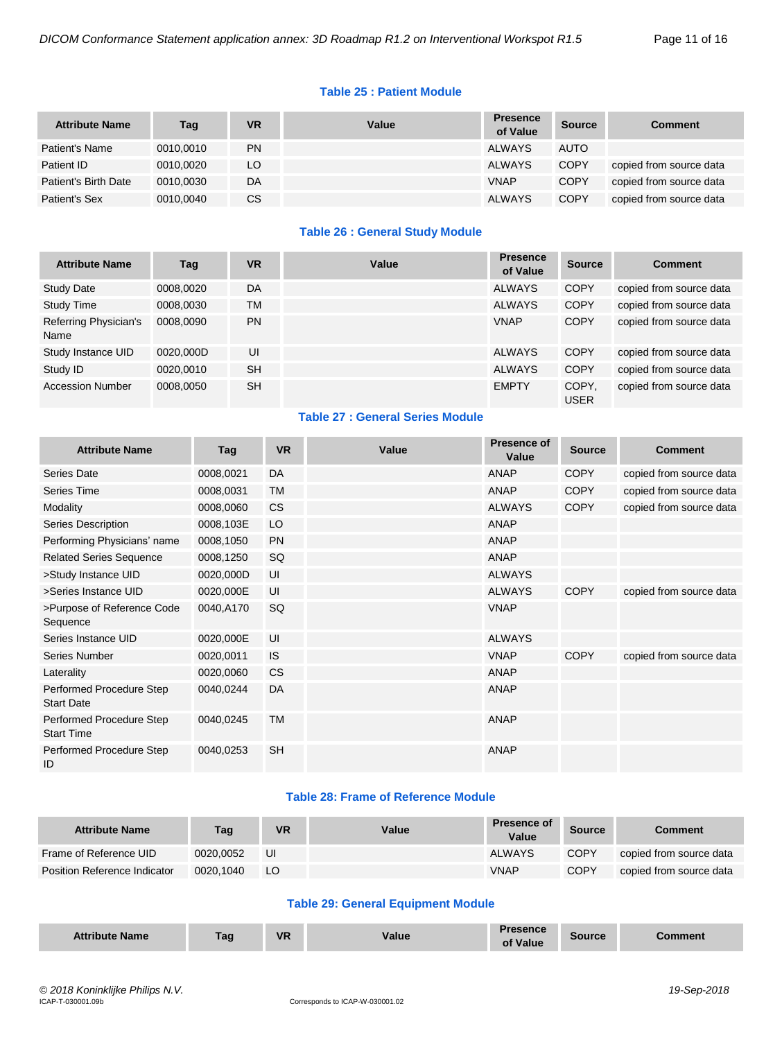### Table 25 : Patient Module

| Attribute Name | Tag | VR | Value | Presence of Value | Source | Comment |
|---|---|---|---|---|---|---|
| Patient's Name | 0010,0010 | PN | | ALWAYS | AUTO | |
| Patient ID | 0010,0020 | LO | | ALWAYS | COPY | copied from source data |
| Patient's Birth Date | 0010,0030 | DA | | VNAP | COPY | copied from source data |
| Patient's Sex | 0010,0040 | CS | | ALWAYS | COPY | copied from source data |

### Table 26 : General Study Module

| Attribute Name | Tag | VR | Value | Presence of Value | Source | Comment |
|---|---|---|---|---|---|---|
| Study Date | 0008,0020 | DA | | ALWAYS | COPY | copied from source data |
| Study Time | 0008,0030 | TM | | ALWAYS | COPY | copied from source data |
| Referring Physician's Name | 0008,0090 | PN | | VNAP | COPY | copied from source data |
| Study Instance UID | 0020,000D | UI | | ALWAYS | COPY | copied from source data |
| Study ID | 0020,0010 | SH | | ALWAYS | COPY | copied from source data |
| Accession Number | 0008,0050 | SH | | EMPTY | COPY, USER | copied from source data |

### Table 27 : General Series Module

| Attribute Name | Tag | VR | Value | Presence of Value | Source | Comment |
|---|---|---|---|---|---|---|
| Series Date | 0008,0021 | DA | | ANAP | COPY | copied from source data |
| Series Time | 0008,0031 | TM | | ANAP | COPY | copied from source data |
| Modality | 0008,0060 | CS | | ALWAYS | COPY | copied from source data |
| Series Description | 0008,103E | LO | | ANAP | | |
| Performing Physicians' name | 0008,1050 | PN | | ANAP | | |
| Related Series Sequence | 0008,1250 | SQ | | ANAP | | |
| >Study Instance UID | 0020,000D | UI | | ALWAYS | | |
| >Series Instance UID | 0020,000E | UI | | ALWAYS | COPY | copied from source data |
| >Purpose of Reference Code Sequence | 0040,A170 | SQ | | VNAP | | |
| Series Instance UID | 0020,000E | UI | | ALWAYS | | |
| Series Number | 0020,0011 | IS | | VNAP | COPY | copied from source data |
| Laterality | 0020,0060 | CS | | ANAP | | |
| Performed Procedure Step Start Date | 0040,0244 | DA | | ANAP | | |
| Performed Procedure Step Start Time | 0040,0245 | TM | | ANAP | | |
| Performed Procedure Step ID | 0040,0253 | SH | | ANAP | | |

### Table 28: Frame of Reference Module

| Attribute Name | Tag | VR | Value | Presence of Value | Source | Comment |
|---|---|---|---|---|---|---|
| Frame of Reference UID | 0020,0052 | UI | | ALWAYS | COPY | copied from source data |
| Position Reference Indicator | 0020,1040 | LO | | VNAP | COPY | copied from source data |

### Table 29: General Equipment Module

| Attribute Name | Tag | VR | Value | Presence of Value | Source | Comment |
|---|---|---|---|---|---|---|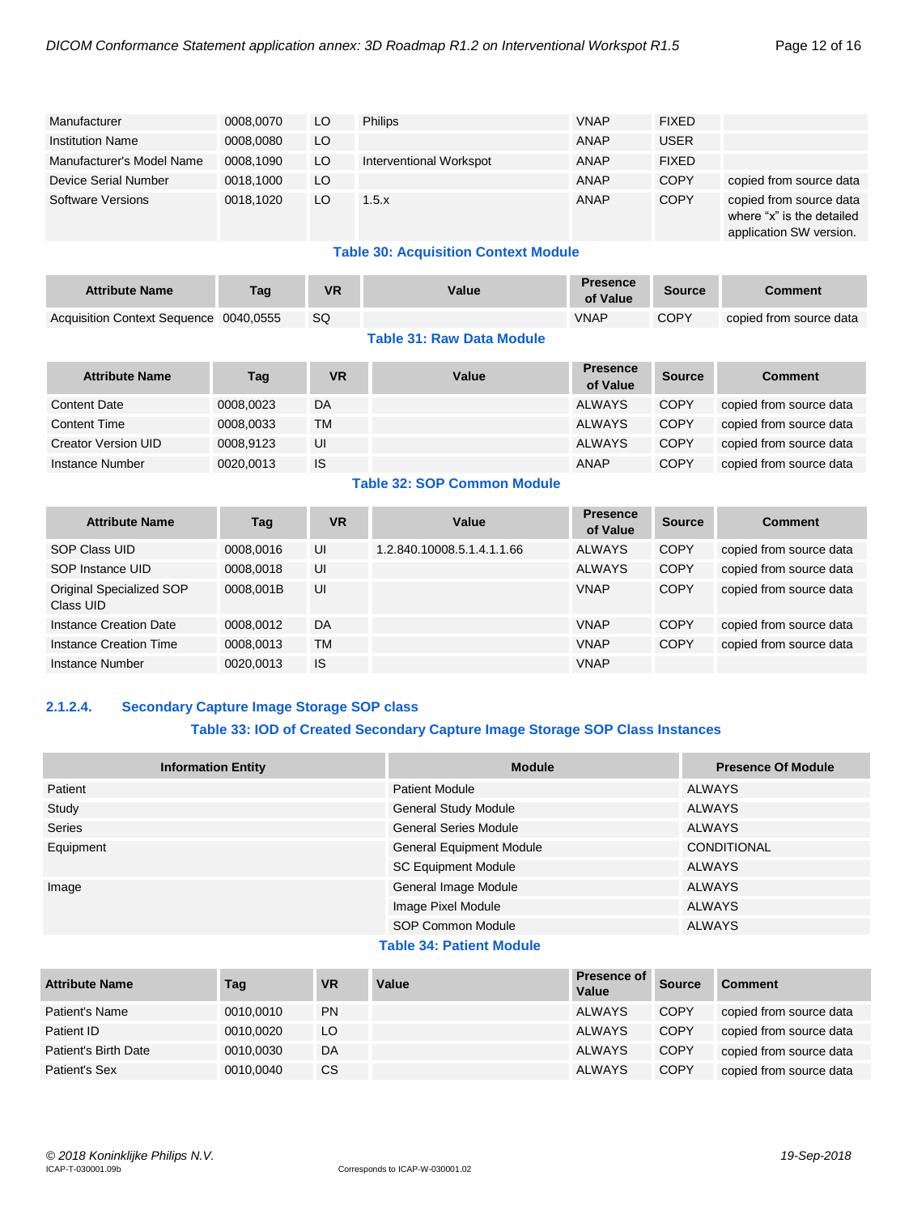| | | | | | | |
|---|---|---|---|---|---|---|
| Manufacturer | 0008,0070 | LO | Philips | VNAP | FIXED | |
| Institution Name | 0008,0080 | LO | | ANAP | USER | |
| Manufacturer's Model Name | 0008,1090 | LO | Interventional Workspot | ANAP | FIXED | |
| Device Serial Number | 0018,1000 | LO | | ANAP | COPY | copied from source data |
| Software Versions | 0018,1020 | LO | 1.5.x | ANAP | COPY | copied from source data where "x" is the detailed application SW version. |

**Table 30: Acquisition Context Module**

| Attribute Name | Tag | VR | Value | Presence of Value | Source | Comment |
|---|---|---|---|---|---|---|
| Acquisition Context Sequence | 0040,0555 | SQ | | VNAP | COPY | copied from source data |

**Table 31: Raw Data Module**

| Attribute Name | Tag | VR | Value | Presence of Value | Source | Comment |
|---|---|---|---|---|---|---|
| Content Date | 0008,0023 | DA | | ALWAYS | COPY | copied from source data |
| Content Time | 0008,0033 | TM | | ALWAYS | COPY | copied from source data |
| Creator Version UID | 0008,9123 | UI | | ALWAYS | COPY | copied from source data |
| Instance Number | 0020,0013 | IS | | ANAP | COPY | copied from source data |

**Table 32: SOP Common Module**

| Attribute Name | Tag | VR | Value | Presence of Value | Source | Comment |
|---|---|---|---|---|---|---|
| SOP Class UID | 0008,0016 | UI | 1.2.840.10008.5.1.4.1.1.66 | ALWAYS | COPY | copied from source data |
| SOP Instance UID | 0008,0018 | UI | | ALWAYS | COPY | copied from source data |
| Original Specialized SOP Class UID | 0008,001B | UI | | VNAP | COPY | copied from source data |
| Instance Creation Date | 0008,0012 | DA | | VNAP | COPY | copied from source data |
| Instance Creation Time | 0008,0013 | TM | | VNAP | COPY | copied from source data |
| Instance Number | 0020,0013 | IS | | VNAP | | |

### 2.1.2.4. Secondary Capture Image Storage SOP class

**Table 33: IOD of Created Secondary Capture Image Storage SOP Class Instances**

| Information Entity | Module | Presence Of Module |
|---|---|---|
| Patient | Patient Module | ALWAYS |
| Study | General Study Module | ALWAYS |
| Series | General Series Module | ALWAYS |
| Equipment | General Equipment Module | CONDITIONAL |
| | SC Equipment Module | ALWAYS |
| Image | General Image Module | ALWAYS |
| | Image Pixel Module | ALWAYS |
| | SOP Common Module | ALWAYS |

**Table 34: Patient Module**

| Attribute Name | Tag | VR | Value | Presence of Value | Source | Comment |
|---|---|---|---|---|---|---|
| Patient's Name | 0010,0010 | PN | | ALWAYS | COPY | copied from source data |
| Patient ID | 0010,0020 | LO | | ALWAYS | COPY | copied from source data |
| Patient's Birth Date | 0010,0030 | DA | | ALWAYS | COPY | copied from source data |
| Patient's Sex | 0010,0040 | CS | | ALWAYS | COPY | copied from source data |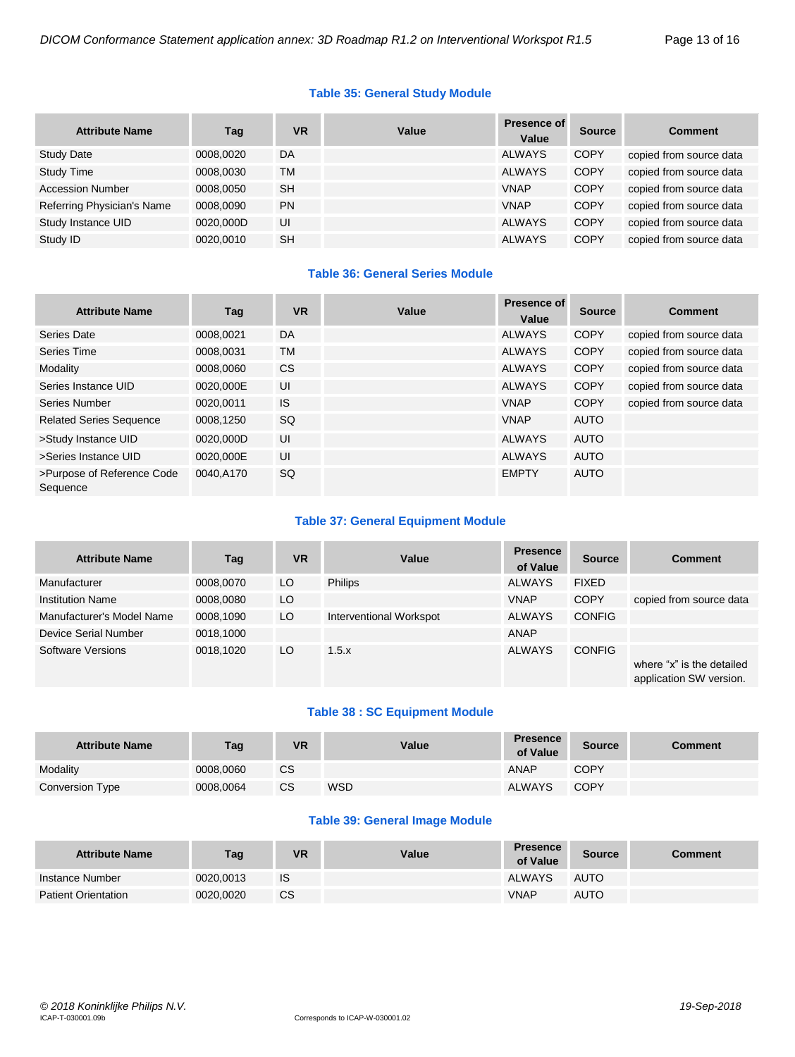### Table 35: General Study Module

| Attribute Name | Tag | VR | Value | Presence of Value | Source | Comment |
|---|---|---|---|---|---|---|
| Study Date | 0008,0020 | DA | | ALWAYS | COPY | copied from source data |
| Study Time | 0008,0030 | TM | | ALWAYS | COPY | copied from source data |
| Accession Number | 0008,0050 | SH | | VNAP | COPY | copied from source data |
| Referring Physician's Name | 0008,0090 | PN | | VNAP | COPY | copied from source data |
| Study Instance UID | 0020,000D | UI | | ALWAYS | COPY | copied from source data |
| Study ID | 0020,0010 | SH | | ALWAYS | COPY | copied from source data |

### Table 36: General Series Module

| Attribute Name | Tag | VR | Value | Presence of Value | Source | Comment |
|---|---|---|---|---|---|---|
| Series Date | 0008,0021 | DA | | ALWAYS | COPY | copied from source data |
| Series Time | 0008,0031 | TM | | ALWAYS | COPY | copied from source data |
| Modality | 0008,0060 | CS | | ALWAYS | COPY | copied from source data |
| Series Instance UID | 0020,000E | UI | | ALWAYS | COPY | copied from source data |
| Series Number | 0020,0011 | IS | | VNAP | COPY | copied from source data |
| Related Series Sequence | 0008,1250 | SQ | | VNAP | AUTO | |
| >Study Instance UID | 0020,000D | UI | | ALWAYS | AUTO | |
| >Series Instance UID | 0020,000E | UI | | ALWAYS | AUTO | |
| >Purpose of Reference Code Sequence | 0040,A170 | SQ | | EMPTY | AUTO | |

### Table 37: General Equipment Module

| Attribute Name | Tag | VR | Value | Presence of Value | Source | Comment |
|---|---|---|---|---|---|---|
| Manufacturer | 0008,0070 | LO | Philips | ALWAYS | FIXED | |
| Institution Name | 0008,0080 | LO | | VNAP | COPY | copied from source data |
| Manufacturer's Model Name | 0008,1090 | LO | Interventional Workspot | ALWAYS | CONFIG | |
| Device Serial Number | 0018,1000 | | | ANAP | | |
| Software Versions | 0018,1020 | LO | 1.5.x | ALWAYS | CONFIG | where “x” is the detailed application SW version. |

### Table 38 : SC Equipment Module

| Attribute Name | Tag | VR | Value | Presence of Value | Source | Comment |
|---|---|---|---|---|---|---|
| Modality | 0008,0060 | CS | | ANAP | COPY | |
| Conversion Type | 0008,0064 | CS | WSD | ALWAYS | COPY | |

### Table 39: General Image Module

| Attribute Name | Tag | VR | Value | Presence of Value | Source | Comment |
|---|---|---|---|---|---|---|
| Instance Number | 0020,0013 | IS | | ALWAYS | AUTO | |
| Patient Orientation | 0020,0020 | CS | | VNAP | AUTO | |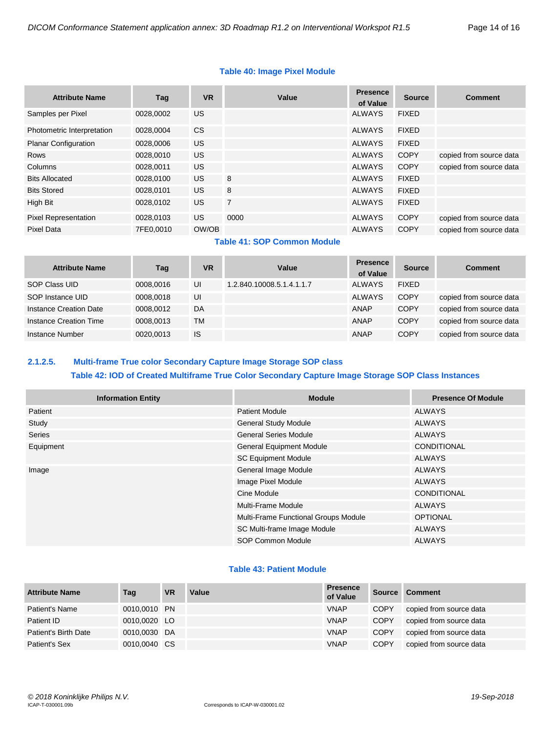**Table 40: Image Pixel Module**

| Attribute Name | Tag | VR | Value | Presence of Value | Source | Comment |
|---|---|---|---|---|---|---|
| Samples per Pixel | 0028,0002 | US | | ALWAYS | FIXED | |
| Photometric Interpretation | 0028,0004 | CS | | ALWAYS | FIXED | |
| Planar Configuration | 0028,0006 | US | | ALWAYS | FIXED | |
| Rows | 0028,0010 | US | | ALWAYS | COPY | copied from source data |
| Columns | 0028,0011 | US | | ALWAYS | COPY | copied from source data |
| Bits Allocated | 0028,0100 | US | 8 | ALWAYS | FIXED | |
| Bits Stored | 0028,0101 | US | 8 | ALWAYS | FIXED | |
| High Bit | 0028,0102 | US | 7 | ALWAYS | FIXED | |
| Pixel Representation | 0028,0103 | US | 0000 | ALWAYS | COPY | copied from source data |
| Pixel Data | 7FE0,0010 | OW/OB | | ALWAYS | COPY | copied from source data |

**Table 41: SOP Common Module**

| Attribute Name | Tag | VR | Value | Presence of Value | Source | Comment |
|---|---|---|---|---|---|---|
| SOP Class UID | 0008,0016 | UI | 1.2.840.10008.5.1.4.1.1.7 | ALWAYS | FIXED | |
| SOP Instance UID | 0008,0018 | UI | | ALWAYS | COPY | copied from source data |
| Instance Creation Date | 0008,0012 | DA | | ANAP | COPY | copied from source data |
| Instance Creation Time | 0008,0013 | TM | | ANAP | COPY | copied from source data |
| Instance Number | 0020,0013 | IS | | ANAP | COPY | copied from source data |

### 2.1.2.5. Multi-frame True color Secondary Capture Image Storage SOP class

**Table 42: IOD of Created Multiframe True Color Secondary Capture Image Storage SOP Class Instances**

| Information Entity | Module | Presence Of Module |
|---|---|---|
| Patient | Patient Module | ALWAYS |
| Study | General Study Module | ALWAYS |
| Series | General Series Module | ALWAYS |
| Equipment | General Equipment Module | CONDITIONAL |
| | SC Equipment Module | ALWAYS |
| Image | General Image Module | ALWAYS |
| | Image Pixel Module | ALWAYS |
| | Cine Module | CONDITIONAL |
| | Multi-Frame Module | ALWAYS |
| | Multi-Frame Functional Groups Module | OPTIONAL |
| | SC Multi-frame Image Module | ALWAYS |
| | SOP Common Module | ALWAYS |

**Table 43: Patient Module**

| Attribute Name | Tag | VR | Value | Presence of Value | Source | Comment |
|---|---|---|---|---|---|---|
| Patient's Name | 0010,0010 | PN | | VNAP | COPY | copied from source data |
| Patient ID | 0010,0020 | LO | | VNAP | COPY | copied from source data |
| Patient's Birth Date | 0010,0030 | DA | | VNAP | COPY | copied from source data |
| Patient's Sex | 0010,0040 | CS | | VNAP | COPY | copied from source data |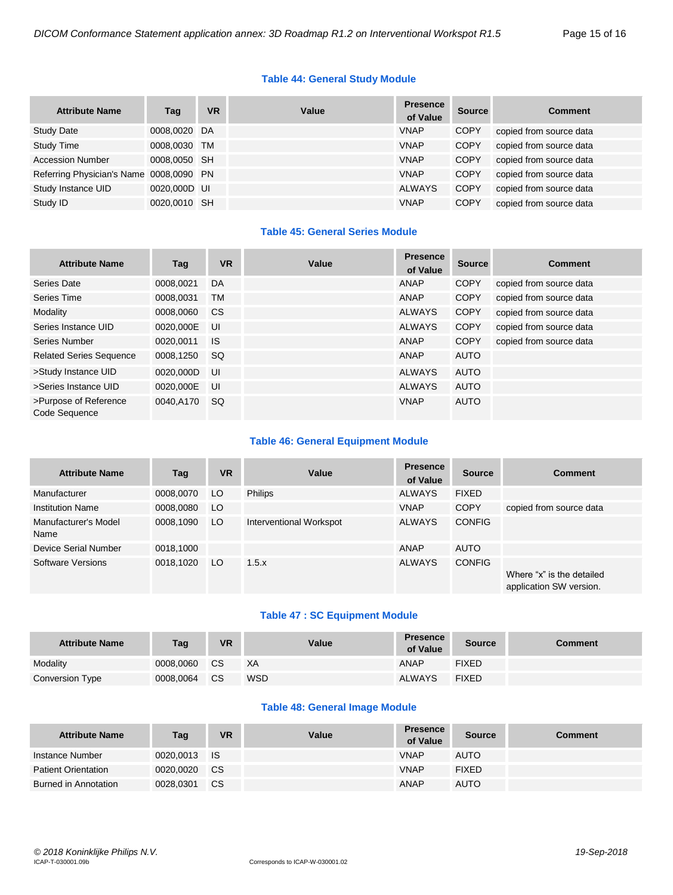**Table 44: General Study Module**

| Attribute Name | Tag | VR | Value | Presence of Value | Source | Comment |
| --- | --- | --- | --- | --- | --- | --- |
| Study Date | 0008,0020 | DA | | VNAP | COPY | copied from source data |
| Study Time | 0008,0030 | TM | | VNAP | COPY | copied from source data |
| Accession Number | 0008,0050 | SH | | VNAP | COPY | copied from source data |
| Referring Physician's Name | 0008,0090 | PN | | VNAP | COPY | copied from source data |
| Study Instance UID | 0020,000D | UI | | ALWAYS | COPY | copied from source data |
| Study ID | 0020,0010 | SH | | VNAP | COPY | copied from source data |

**Table 45: General Series Module**

| Attribute Name | Tag | VR | Value | Presence of Value | Source | Comment |
| --- | --- | --- | --- | --- | --- | --- |
| Series Date | 0008,0021 | DA | | ANAP | COPY | copied from source data |
| Series Time | 0008,0031 | TM | | ANAP | COPY | copied from source data |
| Modality | 0008,0060 | CS | | ALWAYS | COPY | copied from source data |
| Series Instance UID | 0020,000E | UI | | ALWAYS | COPY | copied from source data |
| Series Number | 0020,0011 | IS | | ANAP | COPY | copied from source data |
| Related Series Sequence | 0008,1250 | SQ | | ANAP | AUTO | |
| >Study Instance UID | 0020,000D | UI | | ALWAYS | AUTO | |
| >Series Instance UID | 0020,000E | UI | | ALWAYS | AUTO | |
| >Purpose of Reference Code Sequence | 0040,A170 | SQ | | VNAP | AUTO | |

**Table 46: General Equipment Module**

| Attribute Name | Tag | VR | Value | Presence of Value | Source | Comment |
| --- | --- | --- | --- | --- | --- | --- |
| Manufacturer | 0008,0070 | LO | Philips | ALWAYS | FIXED | |
| Institution Name | 0008,0080 | LO | | VNAP | COPY | copied from source data |
| Manufacturer's Model Name | 0008,1090 | LO | Interventional Workspot | ALWAYS | CONFIG | |
| Device Serial Number | 0018,1000 | | | ANAP | AUTO | |
| Software Versions | 0018,1020 | LO | 1.5.x | ALWAYS | CONFIG | Where “x” is the detailed application SW version. |

**Table 47 : SC Equipment Module**

| Attribute Name | Tag | VR | Value | Presence of Value | Source | Comment |
| --- | --- | --- | --- | --- | --- | --- |
| Modality | 0008,0060 | CS | XA | ANAP | FIXED | |
| Conversion Type | 0008,0064 | CS | WSD | ALWAYS | FIXED | |

**Table 48: General Image Module**

| Attribute Name | Tag | VR | Value | Presence of Value | Source | Comment |
| --- | --- | --- | --- | --- | --- | --- |
| Instance Number | 0020,0013 | IS | | VNAP | AUTO | |
| Patient Orientation | 0020,0020 | CS | | VNAP | FIXED | |
| Burned in Annotation | 0028,0301 | CS | | ANAP | AUTO | |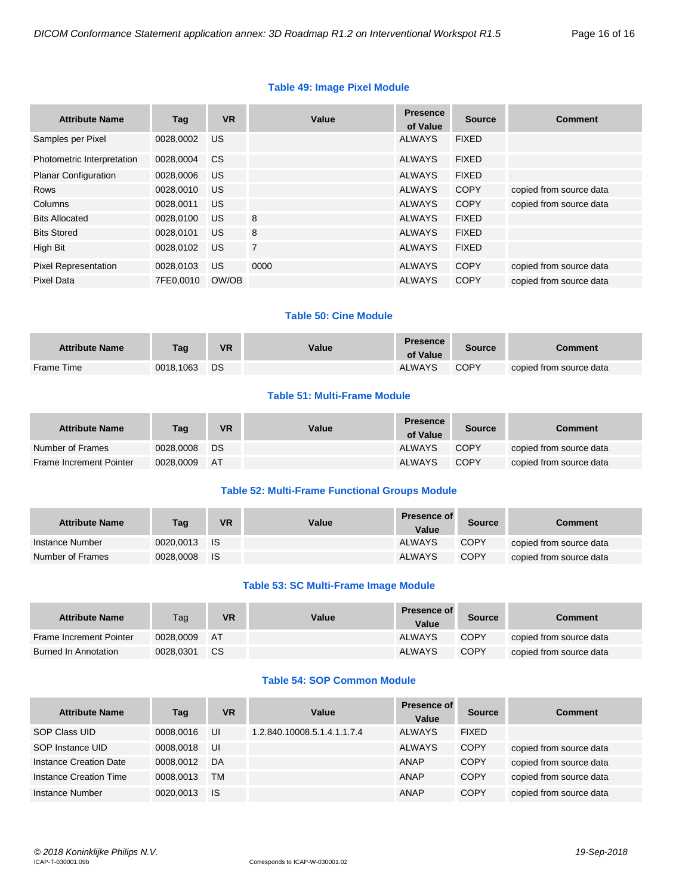**Table 49: Image Pixel Module**

| Attribute Name | Tag | VR | Value | Presence of Value | Source | Comment |
|---|---|---|---|---|---|---|
| Samples per Pixel | 0028,0002 | US | | ALWAYS | FIXED | |
| Photometric Interpretation | 0028,0004 | CS | | ALWAYS | FIXED | |
| Planar Configuration | 0028,0006 | US | | ALWAYS | FIXED | |
| Rows | 0028,0010 | US | | ALWAYS | COPY | copied from source data |
| Columns | 0028,0011 | US | | ALWAYS | COPY | copied from source data |
| Bits Allocated | 0028,0100 | US | 8 | ALWAYS | FIXED | |
| Bits Stored | 0028,0101 | US | 8 | ALWAYS | FIXED | |
| High Bit | 0028,0102 | US | 7 | ALWAYS | FIXED | |
| Pixel Representation | 0028,0103 | US | 0000 | ALWAYS | COPY | copied from source data |
| Pixel Data | 7FE0,0010 | OW/OB | | ALWAYS | COPY | copied from source data |

**Table 50: Cine Module**

| Attribute Name | Tag | VR | Value | Presence of Value | Source | Comment |
|---|---|---|---|---|---|---|
| Frame Time | 0018,1063 | DS | | ALWAYS | COPY | copied from source data |

**Table 51: Multi-Frame Module**

| Attribute Name | Tag | VR | Value | Presence of Value | Source | Comment |
|---|---|---|---|---|---|---|
| Number of Frames | 0028,0008 | DS | | ALWAYS | COPY | copied from source data |
| Frame Increment Pointer | 0028,0009 | AT | | ALWAYS | COPY | copied from source data |

**Table 52: Multi-Frame Functional Groups Module**

| Attribute Name | Tag | VR | Value | Presence of Value | Source | Comment |
|---|---|---|---|---|---|---|
| Instance Number | 0020,0013 | IS | | ALWAYS | COPY | copied from source data |
| Number of Frames | 0028,0008 | IS | | ALWAYS | COPY | copied from source data |

**Table 53: SC Multi-Frame Image Module**

| Attribute Name | Tag | VR | Value | Presence of Value | Source | Comment |
|---|---|---|---|---|---|---|
| Frame Increment Pointer | 0028,0009 | AT | | ALWAYS | COPY | copied from source data |
| Burned In Annotation | 0028,0301 | CS | | ALWAYS | COPY | copied from source data |

**Table 54: SOP Common Module**

| Attribute Name | Tag | VR | Value | Presence of Value | Source | Comment |
|---|---|---|---|---|---|---|
| SOP Class UID | 0008,0016 | UI | 1.2.840.10008.5.1.4.1.1.7.4 | ALWAYS | FIXED | |
| SOP Instance UID | 0008,0018 | UI | | ALWAYS | COPY | copied from source data |
| Instance Creation Date | 0008,0012 | DA | | ANAP | COPY | copied from source data |
| Instance Creation Time | 0008,0013 | TM | | ANAP | COPY | copied from source data |
| Instance Number | 0020,0013 | IS | | ANAP | COPY | copied from source data |